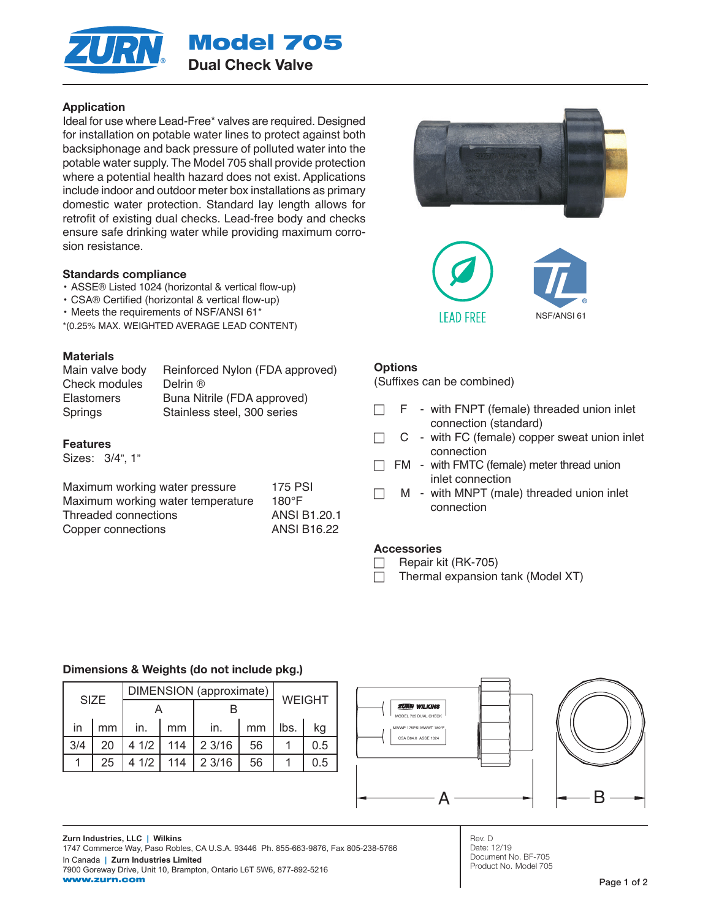# Model 705

## Dual Check Valve

### Application

Ideal for use where Lead-Free* valves are required. Designed for installation on potable water lines to protect against both backsiphonage and back pressure of polluted water into the potable water supply. The Model 705 shall provide protection where a potential health hazard does not exist. Applications include indoor and outdoor meter box installations as primary domestic water protection. Standard lay length allows for retrofit of existing dual checks. Lead-free body and checks ensure safe drinking water while providing maximum corrosion resistance.

### Standards compliance

- ASSE® Listed 1024 (horizontal & vertical flow-up)
- CSA® Certified (horizontal & vertical flow-up)
- Meets the requirements of NSF/ANSI 61*

*(0.25% MAX. WEIGHTED AVERAGE LEAD CONTENT)

LEAD FREE

NSF/ANSI 61

### Materials

| | |
|---|---|
| Main valve body | Reinforced Nylon (FDA approved) |
| Check modules | Delrin ® |
| Elastomers | Buna Nitrile (FDA approved) |
| Springs | Stainless steel, 300 series |

### Features

Sizes: 3/4", 1"

| | |
|---|---|
| Maximum working water pressure | 175 PSI |
| Maximum working water temperature | 180°F |
| Threaded connections | ANSI B1.20.1 |
| Copper connections | ANSI B16.22 |

### Options

(Suffixes can be combined)

- ☐ F - with FNPT (female) threaded union inlet connection (standard)
- ☐ C - with FC (female) copper sweat union inlet connection
- ☐ FM - with FMTC (female) meter thread union inlet connection
- ☐ M - with MNPT (male) threaded union inlet connection

### Accessories

- ☐ Repair kit (RK-705)
- ☐ Thermal expansion tank (Model XT)

### Dimensions & Weights (do not include pkg.)

| SIZE | | DIMENSION (approximate) | | | | WEIGHT | |
|---|---|---|---|---|---|---|---|
| | | A | | B | | | |
| in | mm | in. | mm | in. | mm | lbs. | kg |
| 3/4 | 20 | 4 1/2 | 114 | 2 3/16 | 56 | 1 | 0.5 |
| 1 | 25 | 4 1/2 | 114 | 2 3/16 | 56 | 1 | 0.5 |

ZURN WILKINS
MODEL 705 DUAL CHECK
MWWP 175PSI MWWT 180°F
CSA B64.6 ASSE 1024

A

B

**Zurn Industries, LLC | Wilkins**
1747 Commerce Way, Paso Robles, CA U.S.A. 93446 Ph. 855-663-9876, Fax 805-238-5766
In Canada | **Zurn Industries Limited**
7900 Goreway Drive, Unit 10, Brampton, Ontario L6T 5W6, 877-892-5216
**www.zurn.com**

Rev. D
Date: 12/19
Document No. BF-705
Product No. Model 705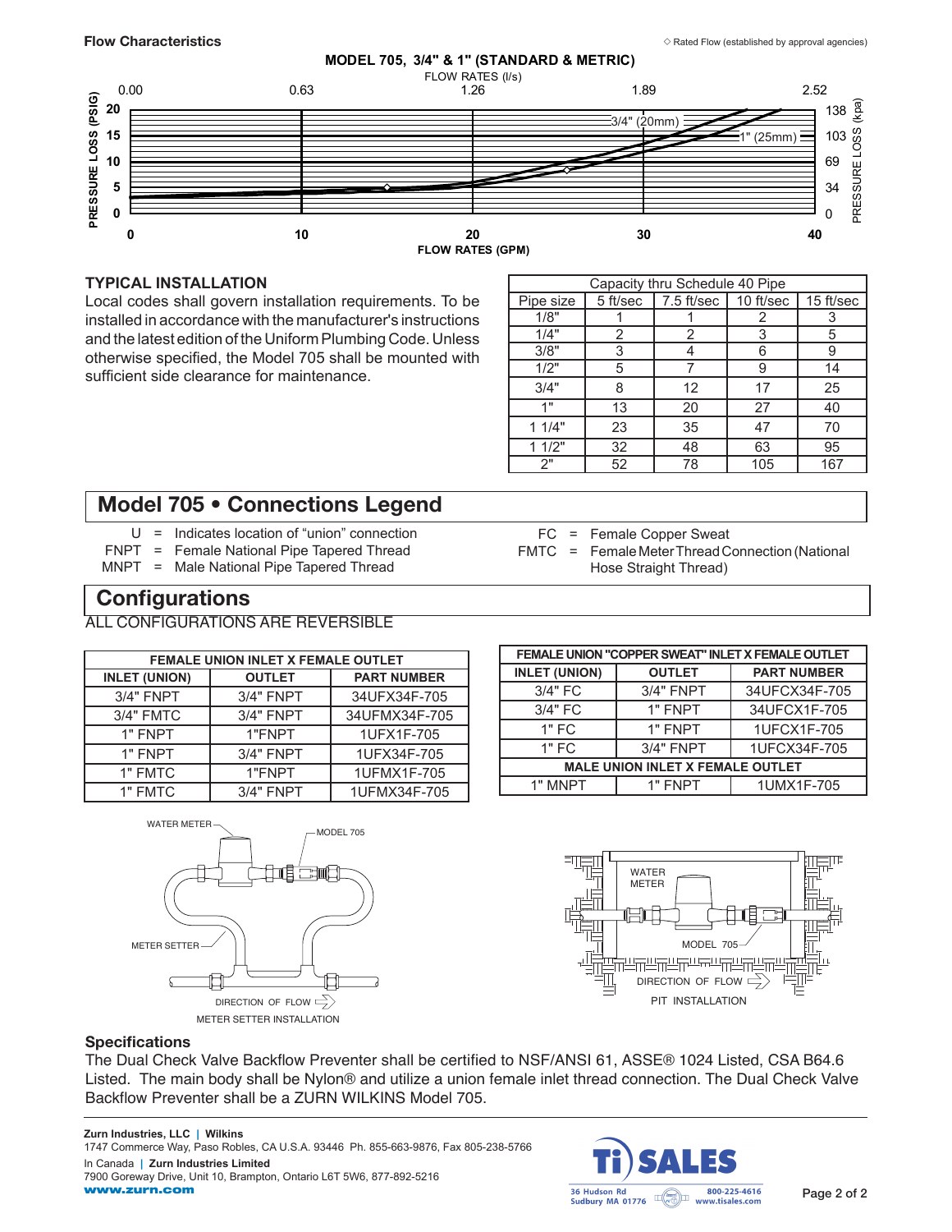**Flow Characteristics**

◇ Rated Flow (established by approval agencies)

**MODEL 705, 3/4" & 1" (STANDARD & METRIC)**

FLOW RATES (l/s)

0.00 0.63 1.26 1.89 2.52

PRESSURE LOSS (PSIG)

20 15 10 5 0

3/4" (20mm)

1" (25mm)

138 103 69 34 0

PRESSURE LOSS (kpa)

0 10 20 30 40

FLOW RATES (GPM)

## TYPICAL INSTALLATION

Local codes shall govern installation requirements. To be installed in accordance with the manufacturer's instructions and the latest edition of the Uniform Plumbing Code. Unless otherwise specified, the Model 705 shall be mounted with sufficient side clearance for maintenance.

| Capacity thru Schedule 40 Pipe | | | | |
|---|---|---|---|---|
| Pipe size | 5 ft/sec | 7.5 ft/sec | 10 ft/sec | 15 ft/sec |
| 1/8" | 1 | 1 | 2 | 3 |
| 1/4" | 2 | 2 | 3 | 5 |
| 3/8" | 3 | 4 | 6 | 9 |
| 1/2" | 5 | 7 | 9 | 14 |
| 3/4" | 8 | 12 | 17 | 25 |
| 1" | 13 | 20 | 27 | 40 |
| 1 1/4" | 23 | 35 | 47 | 70 |
| 1 1/2" | 32 | 48 | 63 | 95 |
| 2" | 52 | 78 | 105 | 167 |

## Model 705 • Connections Legend

- U = Indicates location of “union” connection
- FNPT = Female National Pipe Tapered Thread
- MNPT = Male National Pipe Tapered Thread
- FC = Female Copper Sweat
- FMTC = Female Meter Thread Connection (National Hose Straight Thread)

## Configurations

ALL CONFIGURATIONS ARE REVERSIBLE

| FEMALE UNION INLET X FEMALE OUTLET | | |
|---|---|---|
| INLET (UNION) | OUTLET | PART NUMBER |
| 3/4" FNPT | 3/4" FNPT | 34UFX34F-705 |
| 3/4" FMTC | 3/4" FNPT | 34UFMX34F-705 |
| 1" FNPT | 1"FNPT | 1UFX1F-705 |
| 1" FNPT | 3/4" FNPT | 1UFX34F-705 |
| 1" FMTC | 1"FNPT | 1UFMX1F-705 |
| 1" FMTC | 3/4" FNPT | 1UFMX34F-705 |

| FEMALE UNION "COPPER SWEAT" INLET X FEMALE OUTLET | | |
|---|---|---|
| INLET (UNION) | OUTLET | PART NUMBER |
| 3/4" FC | 3/4" FNPT | 34UFCX34F-705 |
| 3/4" FC | 1" FNPT | 34UFCX1F-705 |
| 1" FC | 1" FNPT | 1UFCX1F-705 |
| 1" FC | 3/4" FNPT | 1UFCX34F-705 |
| MALE UNION INLET X FEMALE OUTLET | | |
| 1" MNPT | 1" FNPT | 1UMX1F-705 |

WATER METER — MODEL 705 — METER SETTER — DIRECTION OF FLOW

METER SETTER INSTALLATION

WATER METER — MODEL 705 — DIRECTION OF FLOW

PIT INSTALLATION

## Specifications

The Dual Check Valve Backflow Preventer shall be certified to NSF/ANSI 61, ASSE® 1024 Listed, CSA B64.6 Listed. The main body shall be Nylon® and utilize a union female inlet thread connection. The Dual Check Valve Backflow Preventer shall be a ZURN WILKINS Model 705.

**Zurn Industries, LLC | Wilkins**
1747 Commerce Way, Paso Robles, CA U.S.A. 93446 Ph. 855-663-9876, Fax 805-238-5766
In Canada | **Zurn Industries Limited**
7900 Goreway Drive, Unit 10, Brampton, Ontario L6T 5W6, 877-892-5216
**www.zurn.com**

Ti SALES
36 Hudson Rd Sudbury MA 01776 800-225-4616 www.tisales.com